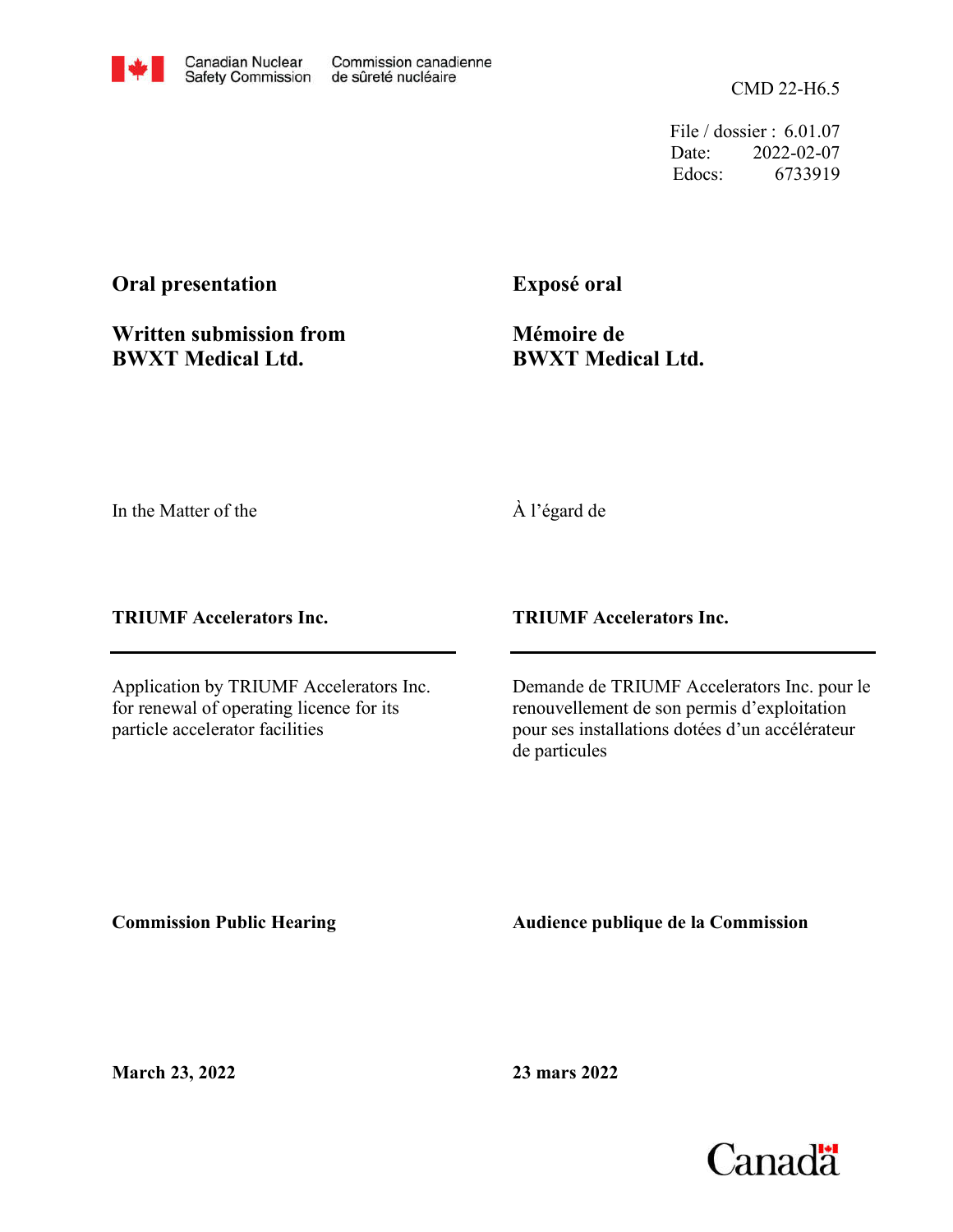Canadian Nuclear Safety Commission | Commission canadienne de sûreté nucléaire

CMD 22-H6.5

File / dossier : 6.01.07
Date: 2022-02-07
Edocs: 6733919

**Oral presentation**

**Written submission from BWXT Medical Ltd.**

**Exposé oral**

**Mémoire de BWXT Medical Ltd.**

In the Matter of the

À l'égard de

**TRIUMF Accelerators Inc.**

**TRIUMF Accelerators Inc.**

Application by TRIUMF Accelerators Inc. for renewal of operating licence for its particle accelerator facilities

Demande de TRIUMF Accelerators Inc. pour le renouvellement de son permis d'exploitation pour ses installations dotées d'un accélérateur de particules

**Commission Public Hearing**

**Audience publique de la Commission**

**March 23, 2022**

**23 mars 2022**

Canada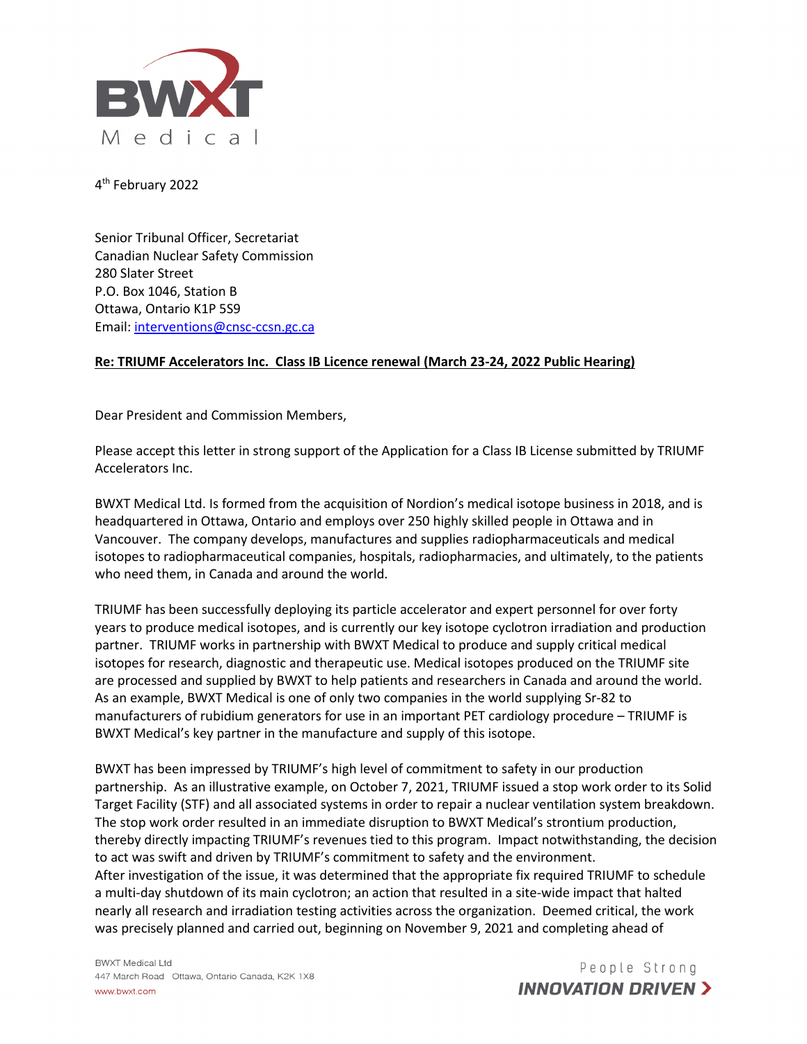4th February 2022

Senior Tribunal Officer, Secretariat
Canadian Nuclear Safety Commission
280 Slater Street
P.O. Box 1046, Station B
Ottawa, Ontario K1P 5S9
Email: interventions@cnsc-ccsn.gc.ca

**Re: TRIUMF Accelerators Inc. Class IB Licence renewal (March 23-24, 2022 Public Hearing)**

Dear President and Commission Members,

Please accept this letter in strong support of the Application for a Class IB License submitted by TRIUMF Accelerators Inc.

BWXT Medical Ltd. Is formed from the acquisition of Nordion's medical isotope business in 2018, and is headquartered in Ottawa, Ontario and employs over 250 highly skilled people in Ottawa and in Vancouver. The company develops, manufactures and supplies radiopharmaceuticals and medical isotopes to radiopharmaceutical companies, hospitals, radiopharmacies, and ultimately, to the patients who need them, in Canada and around the world.

TRIUMF has been successfully deploying its particle accelerator and expert personnel for over forty years to produce medical isotopes, and is currently our key isotope cyclotron irradiation and production partner. TRIUMF works in partnership with BWXT Medical to produce and supply critical medical isotopes for research, diagnostic and therapeutic use. Medical isotopes produced on the TRIUMF site are processed and supplied by BWXT to help patients and researchers in Canada and around the world. As an example, BWXT Medical is one of only two companies in the world supplying Sr-82 to manufacturers of rubidium generators for use in an important PET cardiology procedure – TRIUMF is BWXT Medical's key partner in the manufacture and supply of this isotope.

BWXT has been impressed by TRIUMF's high level of commitment to safety in our production partnership. As an illustrative example, on October 7, 2021, TRIUMF issued a stop work order to its Solid Target Facility (STF) and all associated systems in order to repair a nuclear ventilation system breakdown. The stop work order resulted in an immediate disruption to BWXT Medical's strontium production, thereby directly impacting TRIUMF's revenues tied to this program. Impact notwithstanding, the decision to act was swift and driven by TRIUMF's commitment to safety and the environment.
After investigation of the issue, it was determined that the appropriate fix required TRIUMF to schedule a multi-day shutdown of its main cyclotron; an action that resulted in a site-wide impact that halted nearly all research and irradiation testing activities across the organization. Deemed critical, the work was precisely planned and carried out, beginning on November 9, 2021 and completing ahead of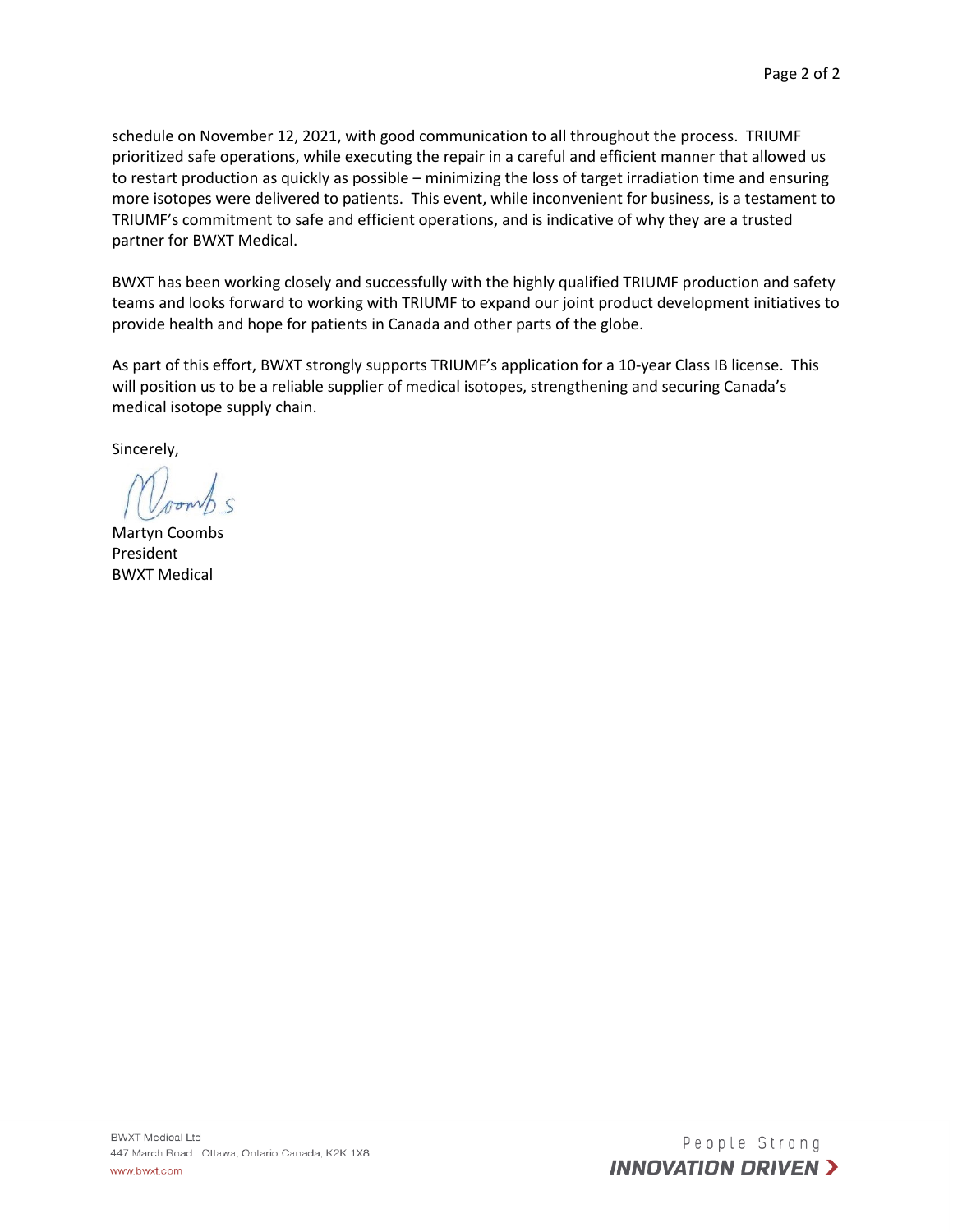schedule on November 12, 2021, with good communication to all throughout the process. TRIUMF prioritized safe operations, while executing the repair in a careful and efficient manner that allowed us to restart production as quickly as possible – minimizing the loss of target irradiation time and ensuring more isotopes were delivered to patients. This event, while inconvenient for business, is a testament to TRIUMF's commitment to safe and efficient operations, and is indicative of why they are a trusted partner for BWXT Medical.

BWXT has been working closely and successfully with the highly qualified TRIUMF production and safety teams and looks forward to working with TRIUMF to expand our joint product development initiatives to provide health and hope for patients in Canada and other parts of the globe.

As part of this effort, BWXT strongly supports TRIUMF's application for a 10-year Class IB license. This will position us to be a reliable supplier of medical isotopes, strengthening and securing Canada's medical isotope supply chain.

Sincerely,

Martyn Coombs
President
BWXT Medical

BWXT Medical Ltd
447 March Road Ottawa, Ontario Canada, K2K 1X8
www.bwxt.com

People Strong
**INNOVATION DRIVEN**